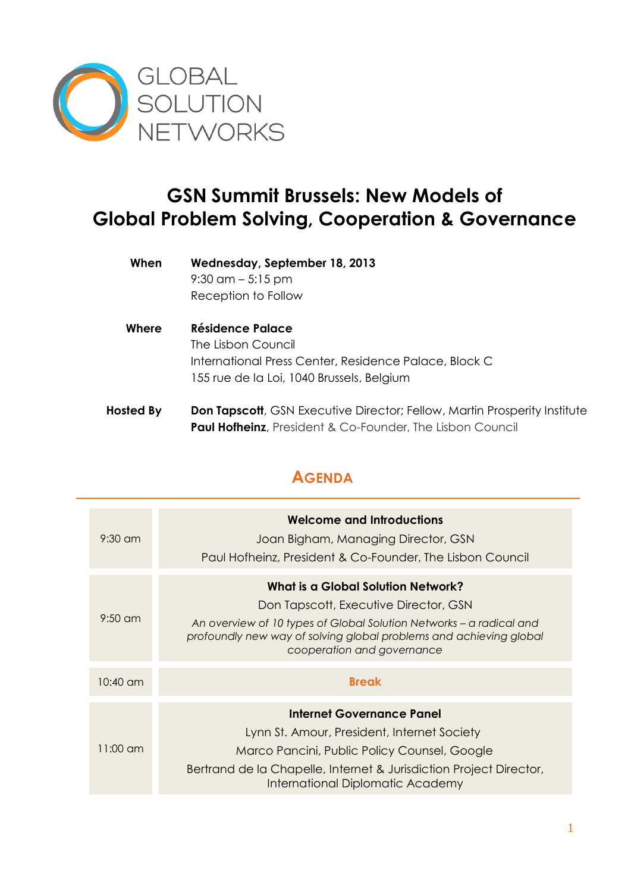GLOBAL SOLUTION NETWORKS

# GSN Summit Brussels: New Models of Global Problem Solving, Cooperation & Governance

**When** **Wednesday, September 18, 2013**
9:30 am – 5:15 pm
Reception to Follow

**Where** **Résidence Palace**
The Lisbon Council
International Press Center, Residence Palace, Block C
155 rue de la Loi, 1040 Brussels, Belgium

**Hosted By** **Don Tapscott**, GSN Executive Director; Fellow, Martin Prosperity Institute
**Paul Hofheinz**, President & Co-Founder, The Lisbon Council

## AGENDA

| | |
|---|---|
| 9:30 am | **Welcome and Introductions**<br>Joan Bigham, Managing Director, GSN<br>Paul Hofheinz, President & Co-Founder, The Lisbon Council |
| 9:50 am | **What is a Global Solution Network?**<br>Don Tapscott, Executive Director, GSN<br>*An overview of 10 types of Global Solution Networks – a radical and profoundly new way of solving global problems and achieving global cooperation and governance* |
| 10:40 am | **Break** |
| 11:00 am | **Internet Governance Panel**<br>Lynn St. Amour, President, Internet Society<br>Marco Pancini, Public Policy Counsel, Google<br>Bertrand de la Chapelle, Internet & Jurisdiction Project Director, International Diplomatic Academy |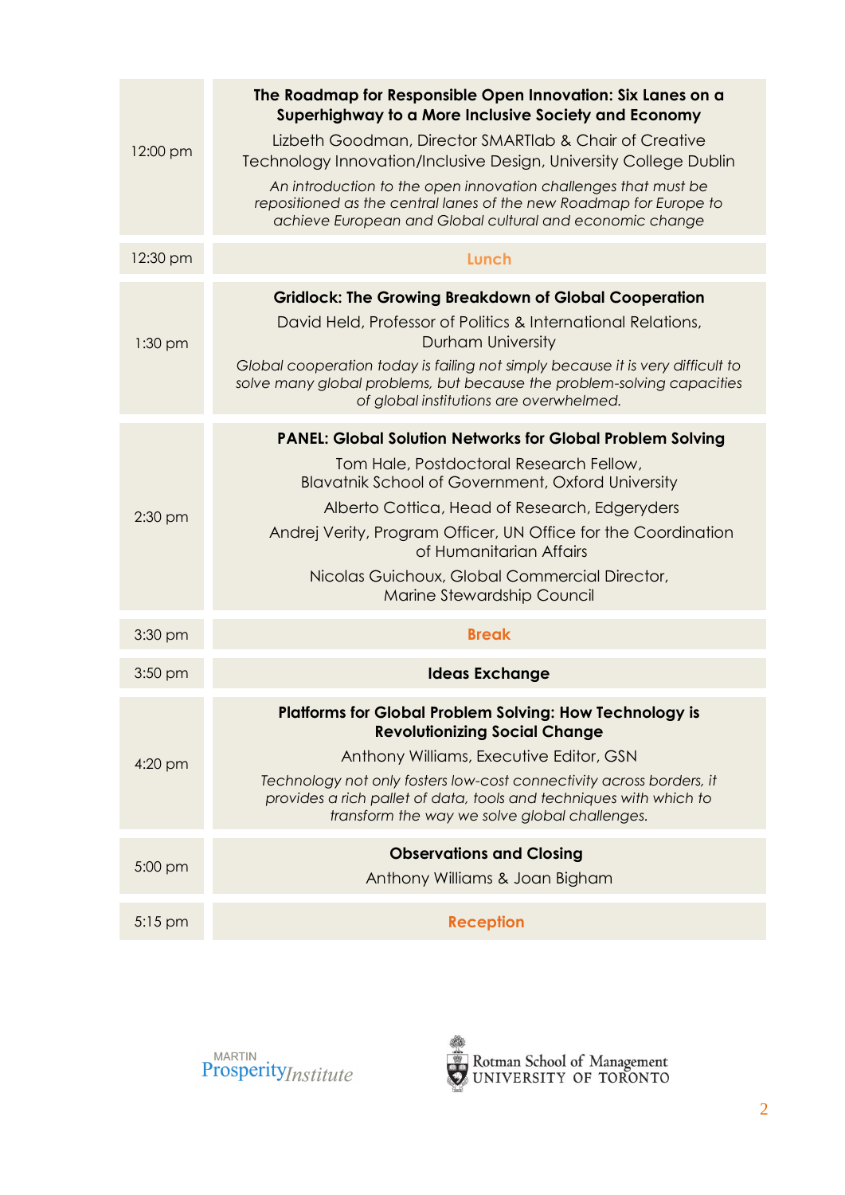| | |
|---|---|
| 12:00 pm | **The Roadmap for Responsible Open Innovation: Six Lanes on a Superhighway to a More Inclusive Society and Economy**<br>Lizbeth Goodman, Director SMARTlab & Chair of Creative Technology Innovation/Inclusive Design, University College Dublin<br>*An introduction to the open innovation challenges that must be repositioned as the central lanes of the new Roadmap for Europe to achieve European and Global cultural and economic change* |
| 12:30 pm | **Lunch** |
| 1:30 pm | **Gridlock: The Growing Breakdown of Global Cooperation**<br>David Held, Professor of Politics & International Relations, Durham University<br>*Global cooperation today is failing not simply because it is very difficult to solve many global problems, but because the problem-solving capacities of global institutions are overwhelmed.* |
| 2:30 pm | **PANEL: Global Solution Networks for Global Problem Solving**<br>Tom Hale, Postdoctoral Research Fellow, Blavatnik School of Government, Oxford University<br>Alberto Cottica, Head of Research, Edgeryders<br>Andrej Verity, Program Officer, UN Office for the Coordination of Humanitarian Affairs<br>Nicolas Guichoux, Global Commercial Director, Marine Stewardship Council |
| 3:30 pm | **Break** |
| 3:50 pm | **Ideas Exchange** |
| 4:20 pm | **Platforms for Global Problem Solving: How Technology is Revolutionizing Social Change**<br>Anthony Williams, Executive Editor, GSN<br>*Technology not only fosters low-cost connectivity across borders, it provides a rich pallet of data, tools and techniques with which to transform the way we solve global challenges.* |
| 5:00 pm | **Observations and Closing**<br>Anthony Williams & Joan Bigham |
| 5:15 pm | **Reception** |

MARTIN Prosperity*Institute*

Rotman School of Management
UNIVERSITY OF TORONTO